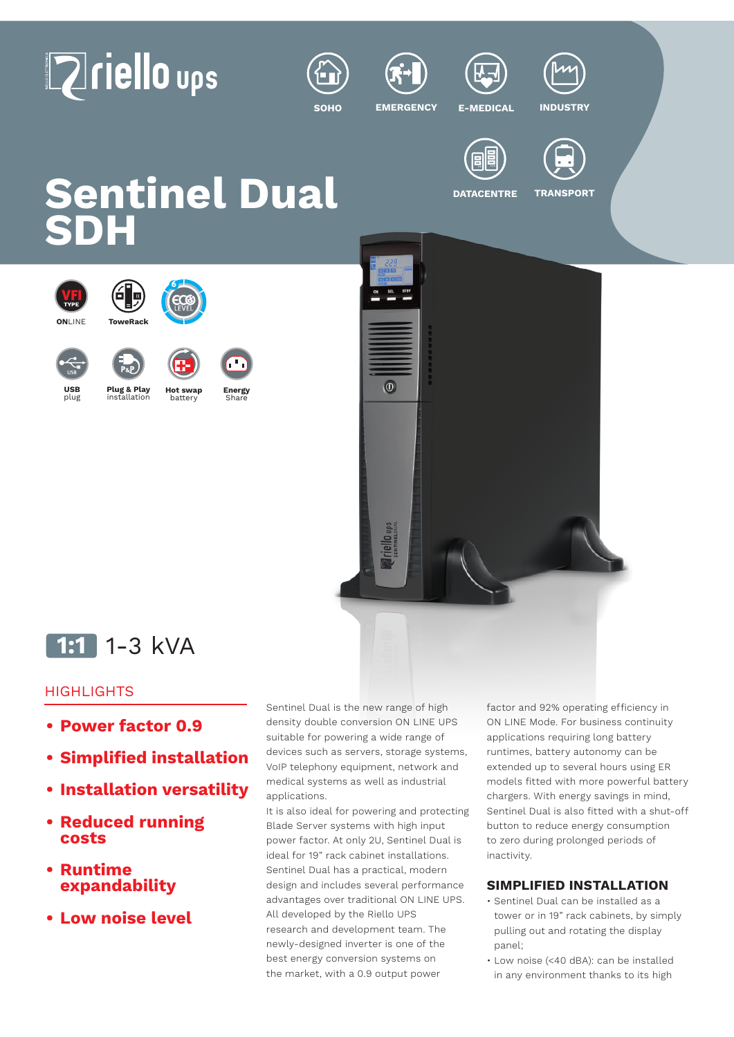# Sentinel Dual SDH

SOHO | EMERGENCY | E-MEDICAL | INDUSTRY | DATACENTRE | TRANSPORT

ONLINE | ToweRack | USB plug | Plug & Play installation | Hot swap battery | Energy Share

1:1 1-3 kVA

## HIGHLIGHTS

- **Power factor 0.9**
- **Simplified installation**
- **Installation versatility**
- **Reduced running costs**
- **Runtime expandability**
- **Low noise level**

Sentinel Dual is the new range of high density double conversion ON LINE UPS suitable for powering a wide range of devices such as servers, storage systems, VoIP telephony equipment, network and medical systems as well as industrial applications.

It is also ideal for powering and protecting Blade Server systems with high input power factor. At only 2U, Sentinel Dual is ideal for 19" rack cabinet installations. Sentinel Dual has a practical, modern design and includes several performance advantages over traditional ON LINE UPS. All developed by the Riello UPS research and development team. The newly-designed inverter is one of the best energy conversion systems on the market, with a 0.9 output power factor and 92% operating efficiency in ON LINE Mode. For business continuity applications requiring long battery runtimes, battery autonomy can be extended up to several hours using ER models fitted with more powerful battery chargers. With energy savings in mind, Sentinel Dual is also fitted with a shut-off button to reduce energy consumption to zero during prolonged periods of inactivity.

### SIMPLIFIED INSTALLATION

- Sentinel Dual can be installed as a tower or in 19" rack cabinets, by simply pulling out and rotating the display panel;
- Low noise (<40 dBA): can be installed in any environment thanks to its high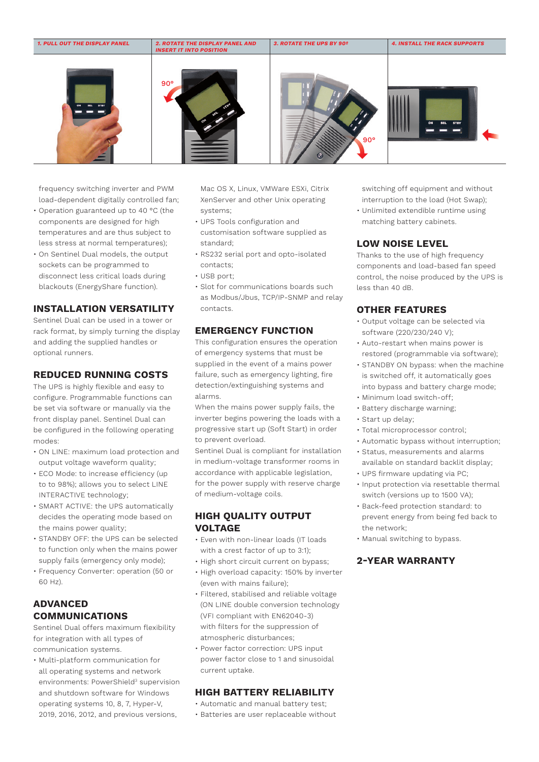| 1. PULL OUT THE DISPLAY PANEL | 2. ROTATE THE DISPLAY PANEL AND INSERT IT INTO POSITION | 3. ROTATE THE UPS BY 90º | 4. INSTALL THE RACK SUPPORTS |
|---|---|---|---|

frequency switching inverter and PWM load-dependent digitally controlled fan;

- Operation guaranteed up to 40 °C (the components are designed for high temperatures and are thus subject to less stress at normal temperatures);
- On Sentinel Dual models, the output sockets can be programmed to disconnect less critical loads during blackouts (EnergyShare function).

## INSTALLATION VERSATILITY

Sentinel Dual can be used in a tower or rack format, by simply turning the display and adding the supplied handles or optional runners.

## REDUCED RUNNING COSTS

The UPS is highly flexible and easy to configure. Programmable functions can be set via software or manually via the front display panel. Sentinel Dual can be configured in the following operating modes:

- ON LINE: maximum load protection and output voltage waveform quality;
- ECO Mode: to increase efficiency (up to to 98%); allows you to select LINE INTERACTIVE technology;
- SMART ACTIVE: the UPS automatically decides the operating mode based on the mains power quality;
- STANDBY OFF: the UPS can be selected to function only when the mains power supply fails (emergency only mode);
- Frequency Converter: operation (50 or 60 Hz).

## ADVANCED COMMUNICATIONS

Sentinel Dual offers maximum flexibility for integration with all types of communication systems.

- Multi-platform communication for all operating systems and network environments: PowerShield³ supervision and shutdown software for Windows operating systems 10, 8, 7, Hyper-V, 2019, 2016, 2012, and previous versions, Mac OS X, Linux, VMWare ESXi, Citrix XenServer and other Unix operating systems;
- UPS Tools configuration and customisation software supplied as standard;
- RS232 serial port and opto-isolated contacts;
- USB port;
- Slot for communications boards such as Modbus/Jbus, TCP/IP-SNMP and relay contacts.

## EMERGENCY FUNCTION

This configuration ensures the operation of emergency systems that must be supplied in the event of a mains power failure, such as emergency lighting, fire detection/extinguishing systems and alarms.

When the mains power supply fails, the inverter begins powering the loads with a progressive start up (Soft Start) in order to prevent overload.

Sentinel Dual is compliant for installation in medium-voltage transformer rooms in accordance with applicable legislation, for the power supply with reserve charge of medium-voltage coils.

## HIGH QUALITY OUTPUT VOLTAGE

- Even with non-linear loads (IT loads with a crest factor of up to 3:1);
- High short circuit current on bypass;
- High overload capacity: 150% by inverter (even with mains failure);
- Filtered, stabilised and reliable voltage (ON LINE double conversion technology (VFI compliant with EN62040-3) with filters for the suppression of atmospheric disturbances;
- Power factor correction: UPS input power factor close to 1 and sinusoidal current uptake.

## HIGH BATTERY RELIABILITY

- Automatic and manual battery test;
- Batteries are user replaceable without switching off equipment and without interruption to the load (Hot Swap);
- Unlimited extendible runtime using matching battery cabinets.

## LOW NOISE LEVEL

Thanks to the use of high frequency components and load-based fan speed control, the noise produced by the UPS is less than 40 dB.

## OTHER FEATURES

- Output voltage can be selected via software (220/230/240 V);
- Auto-restart when mains power is restored (programmable via software);
- STANDBY ON bypass: when the machine is switched off, it automatically goes into bypass and battery charge mode;
- Minimum load switch-off;
- Battery discharge warning;
- Start up delay;
- Total microprocessor control;
- Automatic bypass without interruption;
- Status, measurements and alarms available on standard backlit display;
- UPS firmware updating via PC;
- Input protection via resettable thermal switch (versions up to 1500 VA);
- Back-feed protection standard: to prevent energy from being fed back to the network;
- Manual switching to bypass.

## 2-YEAR WARRANTY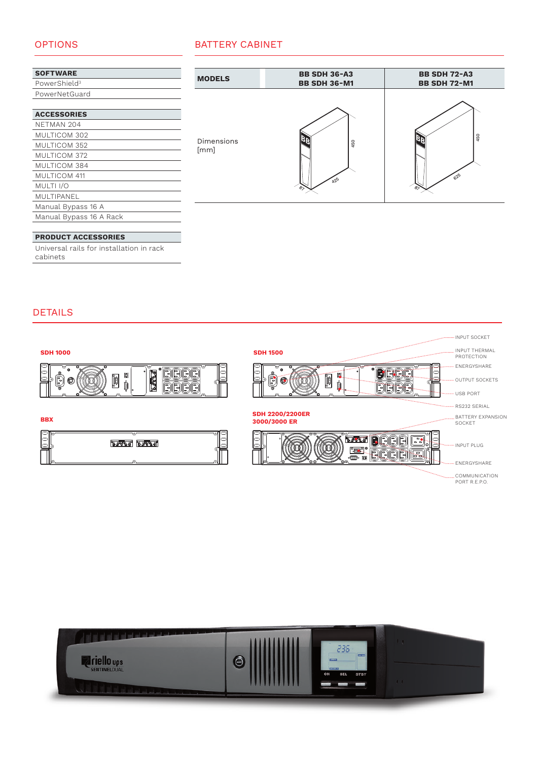## OPTIONS

| SOFTWARE |
|---|
| PowerShield[3] |
| PowerNetGuard |

| ACCESSORIES |
|---|
| NETMAN 204 |
| MULTICOM 302 |
| MULTICOM 352 |
| MULTICOM 372 |
| MULTICOM 384 |
| MULTICOM 411 |
| MULTI I/O |
| MULTIPANEL |
| Manual Bypass 16 A |
| Manual Bypass 16 A Rack |

| PRODUCT ACCESSORIES |
|---|
| Universal rails for installation in rack cabinets |

## BATTERY CABINET

| MODELS | BB SDH 36-A3<br>BB SDH 36-M1 | BB SDH 72-A3<br>BB SDH 72-M1 |
|---|---|---|
| Dimensions [mm] | 87 × 425 × 450 | 87 × 625 × 450 |

## DETAILS

**SDH 1000**

**SDH 1500**

**BBX**

**SDH 2200/2200ER 3000/3000 ER**

- INPUT SOCKET
- INPUT THERMAL PROTECTION
- ENERGYSHARE
- OUTPUT SOCKETS
- USB PORT
- RS232 SERIAL
- BATTERY EXPANSION SOCKET
- INPUT PLUG
- ENERGYSHARE
- COMMUNICATION PORT R.E.P.O.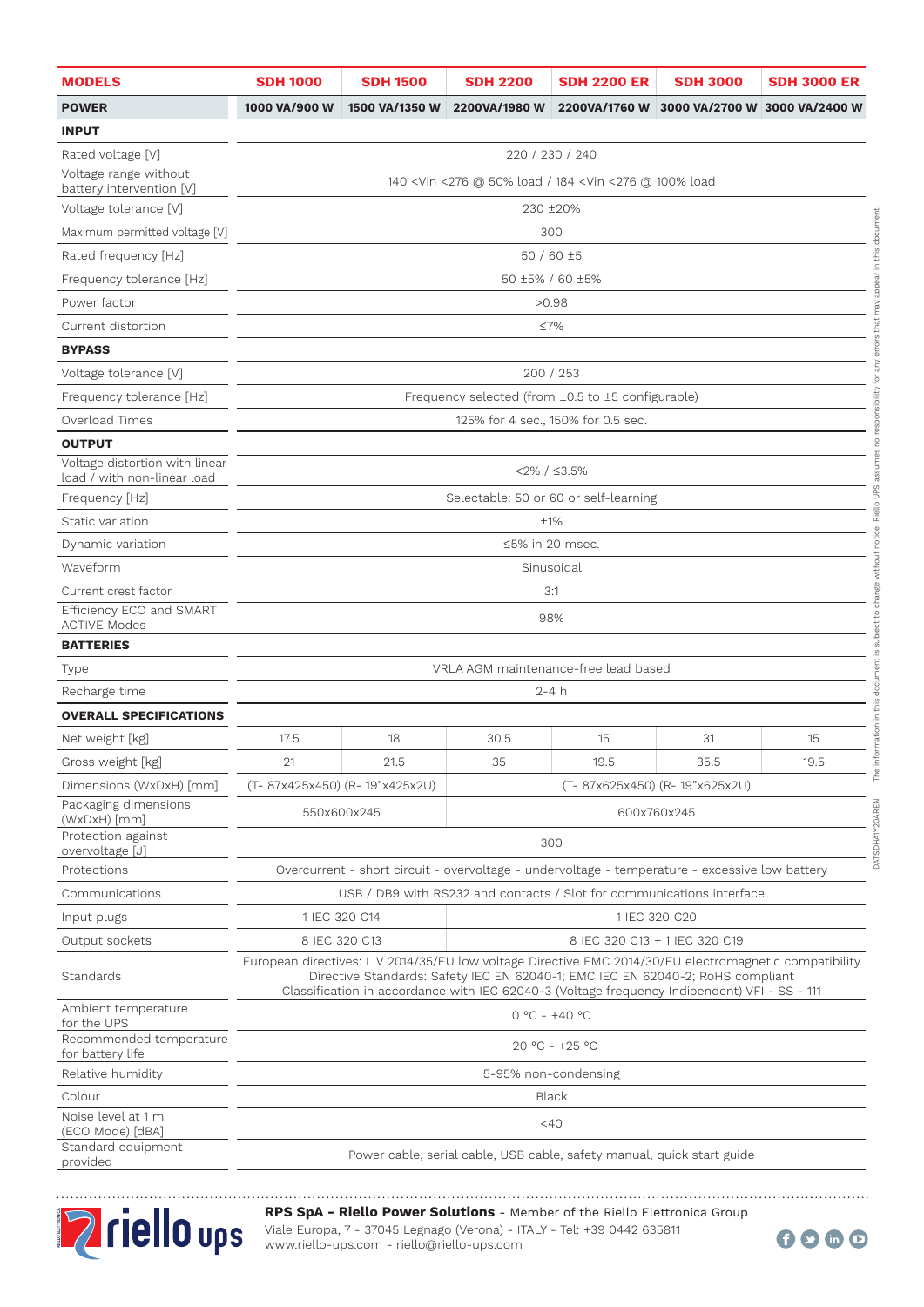| MODELS | SDH 1000 | SDH 1500 | SDH 2200 | SDH 2200 ER | SDH 3000 | SDH 3000 ER |
|---|---|---|---|---|---|---|
| **POWER** | 1000 VA/900 W | 1500 VA/1350 W | 2200VA/1980 W | 2200VA/1760 W | 3000 VA/2700 W | 3000 VA/2400 W |
| **INPUT** | | | | | | |
| Rated voltage [V] | 220 / 230 / 240 | | | | | |
| Voltage range without battery intervention [V] | 140 <Vin <276 @ 50% load / 184 <Vin <276 @ 100% load | | | | | |
| Voltage tolerance [V] | 230 ±20% | | | | | |
| Maximum permitted voltage [V] | 300 | | | | | |
| Rated frequency [Hz] | 50 / 60 ±5 | | | | | |
| Frequency tolerance [Hz] | 50 ±5% / 60 ±5% | | | | | |
| Power factor | >0.98 | | | | | |
| Current distortion | ≤7% | | | | | |
| **BYPASS** | | | | | | |
| Voltage tolerance [V] | 200 / 253 | | | | | |
| Frequency tolerance [Hz] | Frequency selected (from ±0.5 to ±5 configurable) | | | | | |
| Overload Times | 125% for 4 sec., 150% for 0.5 sec. | | | | | |
| **OUTPUT** | | | | | | |
| Voltage distortion with linear load / with non-linear load | <2% / ≤3.5% | | | | | |
| Frequency [Hz] | Selectable: 50 or 60 or self-learning | | | | | |
| Static variation | ±1% | | | | | |
| Dynamic variation | ≤5% in 20 msec. | | | | | |
| Waveform | Sinusoidal | | | | | |
| Current crest factor | 3:1 | | | | | |
| Efficiency ECO and SMART ACTIVE Modes | 98% | | | | | |
| **BATTERIES** | | | | | | |
| Type | VRLA AGM maintenance-free lead based | | | | | |
| Recharge time | 2-4 h | | | | | |
| **OVERALL SPECIFICATIONS** | | | | | | |
| Net weight [kg] | 17.5 | 18 | 30.5 | 15 | 31 | 15 |
| Gross weight [kg] | 21 | 21.5 | 35 | 19.5 | 35.5 | 19.5 |
| Dimensions (WxDxH) [mm] | (T- 87x425x450) (R- 19"x425x2U) | | (T- 87x625x450) (R- 19"x625x2U) | | | |
| Packaging dimensions (WxDxH) [mm] | 550x600x245 | | 600x760x245 | | | |
| Protection against overvoltage [J] | 300 | | | | | |
| Protections | Overcurrent - short circuit - overvoltage - undervoltage - temperature - excessive low battery | | | | | |
| Communications | USB / DB9 with RS232 and contacts / Slot for communications interface | | | | | |
| Input plugs | 1 IEC 320 C14 | | 1 IEC 320 C20 | | | |
| Output sockets | 8 IEC 320 C13 | | 8 IEC 320 C13 + 1 IEC 320 C19 | | | |
| Standards | European directives: L V 2014/35/EU low voltage Directive EMC 2014/30/EU electromagnetic compatibility Directive Standards: Safety IEC EN 62040-1; EMC IEC EN 62040-2; RoHS compliant Classification in accordance with IEC 62040-3 (Voltage frequency Indioendent) VFI - SS - 111 | | | | | |
| Ambient temperature for the UPS | 0 °C - +40 °C | | | | | |
| Recommended temperature for battery life | +20 °C - +25 °C | | | | | |
| Relative humidity | 5-95% non-condensing | | | | | |
| Colour | Black | | | | | |
| Noise level at 1 m (ECO Mode) [dBA] | <40 | | | | | |
| Standard equipment provided | Power cable, serial cable, USB cable, safety manual, quick start guide | | | | | |

The information in this document is subject to change without notice. Riello UPS assumes no responsibility for any errors that may appear in this document.

DATSDHA1Y20AREN

**RPS SpA - Riello Power Solutions** - Member of the Riello Elettronica Group
Viale Europa, 7 - 37045 Legnago (Verona) - ITALY - Tel: +39 0442 635811
www.riello-ups.com - riello@riello-ups.com